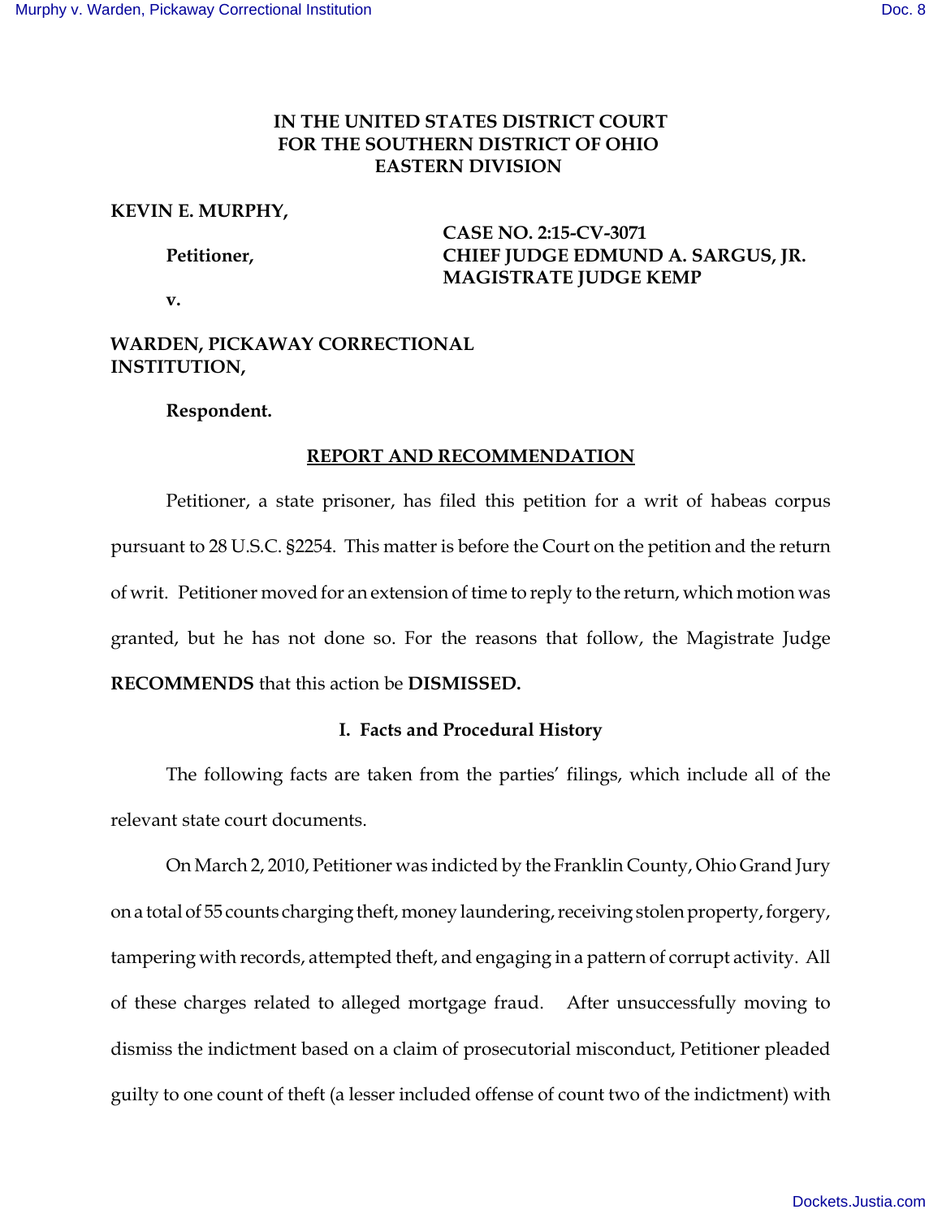**IN THE UNITED STATES DISTRICT COURT**
**FOR THE SOUTHERN DISTRICT OF OHIO**
**EASTERN DIVISION**

**KEVIN E. MURPHY,**

**Petitioner,**

**v.**

**CASE NO. 2:15-CV-3071**
**CHIEF JUDGE EDMUND A. SARGUS, JR.**
**MAGISTRATE JUDGE KEMP**

**WARDEN, PICKAWAY CORRECTIONAL INSTITUTION,**

**Respondent.**

## REPORT AND RECOMMENDATION

Petitioner, a state prisoner, has filed this petition for a writ of habeas corpus pursuant to 28 U.S.C. §2254. This matter is before the Court on the petition and the return of writ. Petitioner moved for an extension of time to reply to the return, which motion was granted, but he has not done so. For the reasons that follow, the Magistrate Judge **RECOMMENDS** that this action be **DISMISSED.**

### I. Facts and Procedural History

The following facts are taken from the parties' filings, which include all of the relevant state court documents.

On March 2, 2010, Petitioner was indicted by the Franklin County, Ohio Grand Jury on a total of 55 counts charging theft, money laundering, receiving stolen property, forgery, tampering with records, attempted theft, and engaging in a pattern of corrupt activity. All of these charges related to alleged mortgage fraud. After unsuccessfully moving to dismiss the indictment based on a claim of prosecutorial misconduct, Petitioner pleaded guilty to one count of theft (a lesser included offense of count two of the indictment) with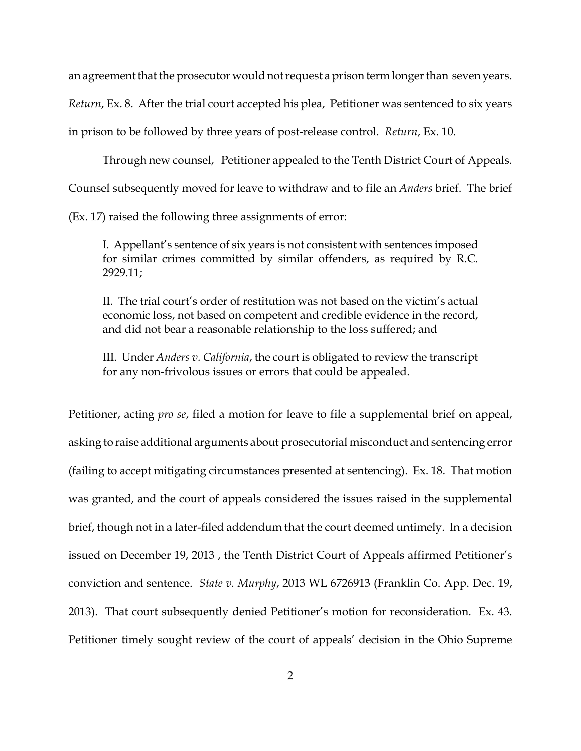an agreement that the prosecutor would not request a prison term longer than seven years. *Return*, Ex. 8. After the trial court accepted his plea, Petitioner was sentenced to six years in prison to be followed by three years of post-release control. *Return*, Ex. 10.

Through new counsel, Petitioner appealed to the Tenth District Court of Appeals. Counsel subsequently moved for leave to withdraw and to file an *Anders* brief. The brief (Ex. 17) raised the following three assignments of error:

> I. Appellant's sentence of six years is not consistent with sentences imposed for similar crimes committed by similar offenders, as required by R.C. 2929.11;
>
> II. The trial court's order of restitution was not based on the victim's actual economic loss, not based on competent and credible evidence in the record, and did not bear a reasonable relationship to the loss suffered; and
>
> III. Under *Anders v. California*, the court is obligated to review the transcript for any non-frivolous issues or errors that could be appealed.

Petitioner, acting *pro se*, filed a motion for leave to file a supplemental brief on appeal, asking to raise additional arguments about prosecutorial misconduct and sentencing error (failing to accept mitigating circumstances presented at sentencing). Ex. 18. That motion was granted, and the court of appeals considered the issues raised in the supplemental brief, though not in a later-filed addendum that the court deemed untimely. In a decision issued on December 19, 2013 , the Tenth District Court of Appeals affirmed Petitioner's conviction and sentence. *State v. Murphy*, 2013 WL 6726913 (Franklin Co. App. Dec. 19, 2013). That court subsequently denied Petitioner's motion for reconsideration. Ex. 43. Petitioner timely sought review of the court of appeals' decision in the Ohio Supreme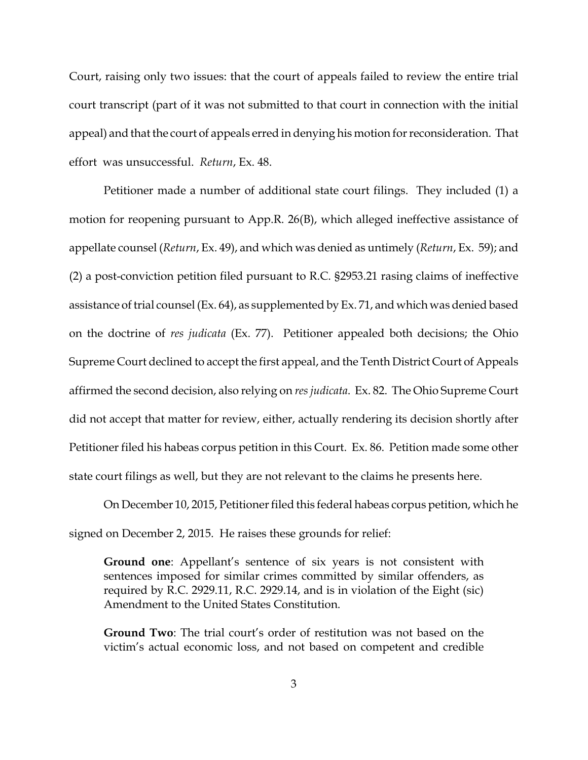Court, raising only two issues: that the court of appeals failed to review the entire trial court transcript (part of it was not submitted to that court in connection with the initial appeal) and that the court of appeals erred in denying his motion for reconsideration. That effort was unsuccessful. *Return*, Ex. 48.

Petitioner made a number of additional state court filings. They included (1) a motion for reopening pursuant to App.R. 26(B), which alleged ineffective assistance of appellate counsel (*Return*, Ex. 49), and which was denied as untimely (*Return*, Ex. 59); and (2) a post-conviction petition filed pursuant to R.C. §2953.21 rasing claims of ineffective assistance of trial counsel (Ex. 64), as supplemented by Ex. 71, and which was denied based on the doctrine of *res judicata* (Ex. 77). Petitioner appealed both decisions; the Ohio Supreme Court declined to accept the first appeal, and the Tenth District Court of Appeals affirmed the second decision, also relying on *res judicata*. Ex. 82. The Ohio Supreme Court did not accept that matter for review, either, actually rendering its decision shortly after Petitioner filed his habeas corpus petition in this Court. Ex. 86. Petition made some other state court filings as well, but they are not relevant to the claims he presents here.

On December 10, 2015, Petitioner filed this federal habeas corpus petition, which he signed on December 2, 2015. He raises these grounds for relief:

> **Ground one**: Appellant's sentence of six years is not consistent with sentences imposed for similar crimes committed by similar offenders, as required by R.C. 2929.11, R.C. 2929.14, and is in violation of the Eight (sic) Amendment to the United States Constitution.
>
> **Ground Two**: The trial court's order of restitution was not based on the victim's actual economic loss, and not based on competent and credible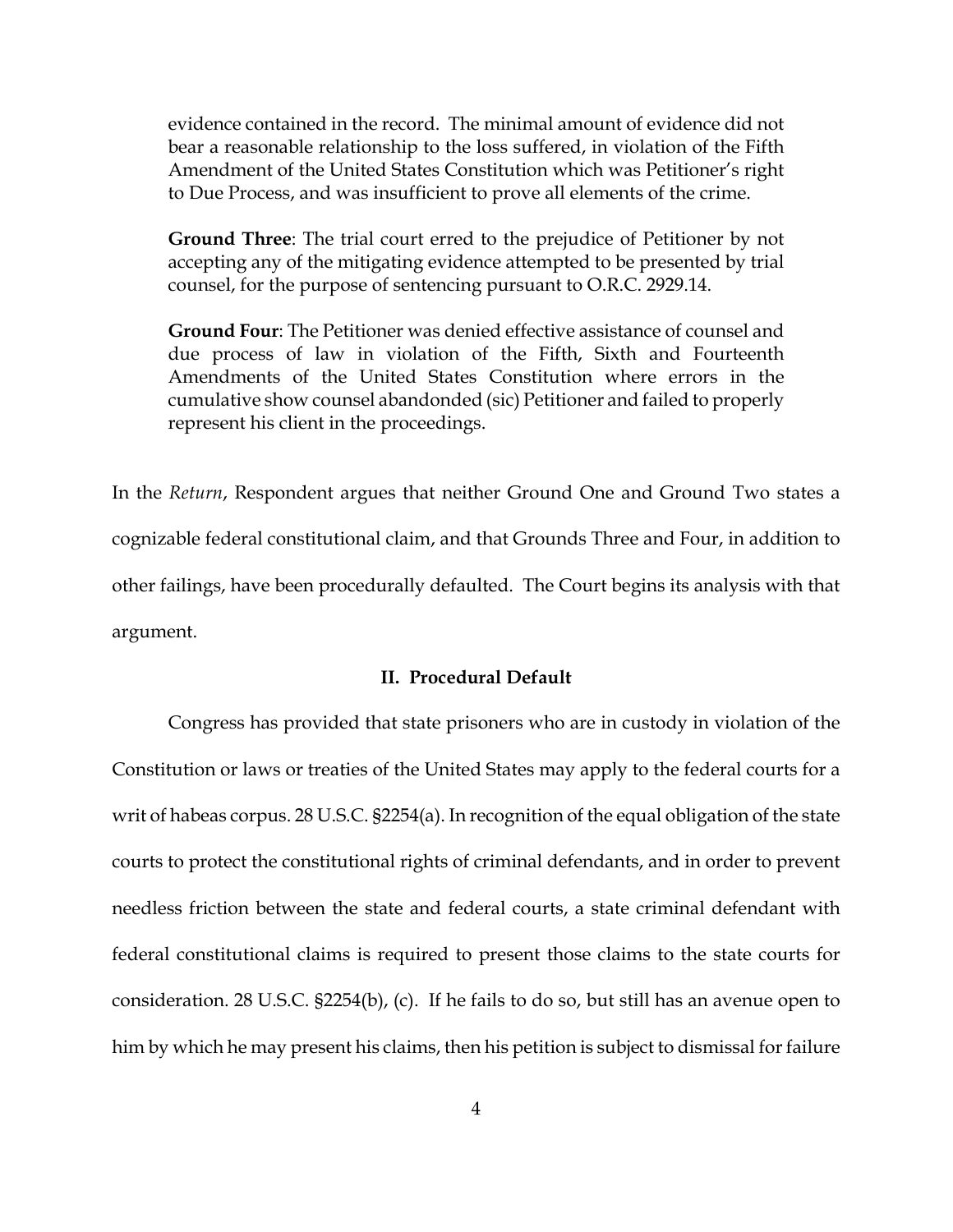evidence contained in the record. The minimal amount of evidence did not bear a reasonable relationship to the loss suffered, in violation of the Fifth Amendment of the United States Constitution which was Petitioner's right to Due Process, and was insufficient to prove all elements of the crime.

> **Ground Three**: The trial court erred to the prejudice of Petitioner by not accepting any of the mitigating evidence attempted to be presented by trial counsel, for the purpose of sentencing pursuant to O.R.C. 2929.14.
>
> **Ground Four**: The Petitioner was denied effective assistance of counsel and due process of law in violation of the Fifth, Sixth and Fourteenth Amendments of the United States Constitution where errors in the cumulative show counsel abandoned (sic) Petitioner and failed to properly represent his client in the proceedings.

In the *Return*, Respondent argues that neither Ground One and Ground Two states a cognizable federal constitutional claim, and that Grounds Three and Four, in addition to other failings, have been procedurally defaulted. The Court begins its analysis with that argument.

## II. Procedural Default

Congress has provided that state prisoners who are in custody in violation of the Constitution or laws or treaties of the United States may apply to the federal courts for a writ of habeas corpus. 28 U.S.C. §2254(a). In recognition of the equal obligation of the state courts to protect the constitutional rights of criminal defendants, and in order to prevent needless friction between the state and federal courts, a state criminal defendant with federal constitutional claims is required to present those claims to the state courts for consideration. 28 U.S.C. §2254(b), (c). If he fails to do so, but still has an avenue open to him by which he may present his claims, then his petition is subject to dismissal for failure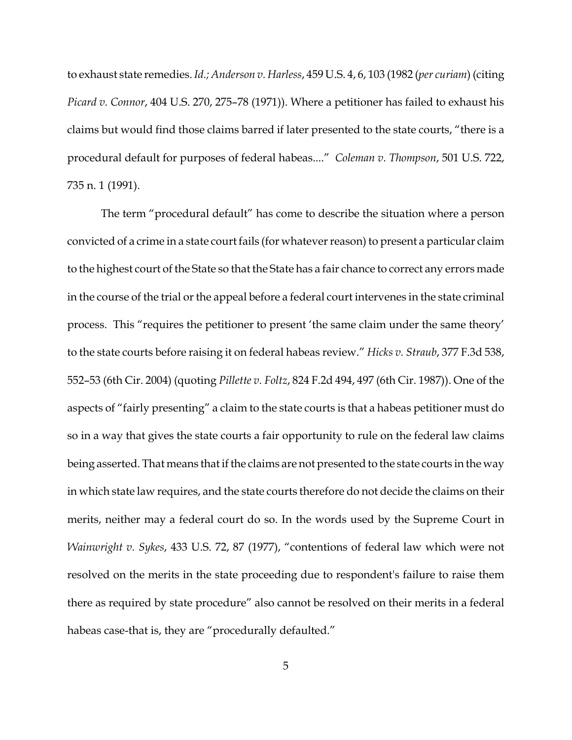to exhaust state remedies. *Id.; Anderson v. Harless*, 459 U.S. 4, 6, 103 (1982 (*per curiam*) (citing *Picard v. Connor*, 404 U.S. 270, 275–78 (1971)). Where a petitioner has failed to exhaust his claims but would find those claims barred if later presented to the state courts, "there is a procedural default for purposes of federal habeas...." *Coleman v. Thompson*, 501 U.S. 722, 735 n. 1 (1991).

The term "procedural default" has come to describe the situation where a person convicted of a crime in a state court fails (for whatever reason) to present a particular claim to the highest court of the State so that the State has a fair chance to correct any errors made in the course of the trial or the appeal before a federal court intervenes in the state criminal process. This "requires the petitioner to present 'the same claim under the same theory' to the state courts before raising it on federal habeas review." *Hicks v. Straub*, 377 F.3d 538, 552–53 (6th Cir. 2004) (quoting *Pillette v. Foltz*, 824 F.2d 494, 497 (6th Cir. 1987)). One of the aspects of "fairly presenting" a claim to the state courts is that a habeas petitioner must do so in a way that gives the state courts a fair opportunity to rule on the federal law claims being asserted. That means that if the claims are not presented to the state courts in the way in which state law requires, and the state courts therefore do not decide the claims on their merits, neither may a federal court do so. In the words used by the Supreme Court in *Wainwright v. Sykes*, 433 U.S. 72, 87 (1977), "contentions of federal law which were not resolved on the merits in the state proceeding due to respondent's failure to raise them there as required by state procedure" also cannot be resolved on their merits in a federal habeas case-that is, they are "procedurally defaulted."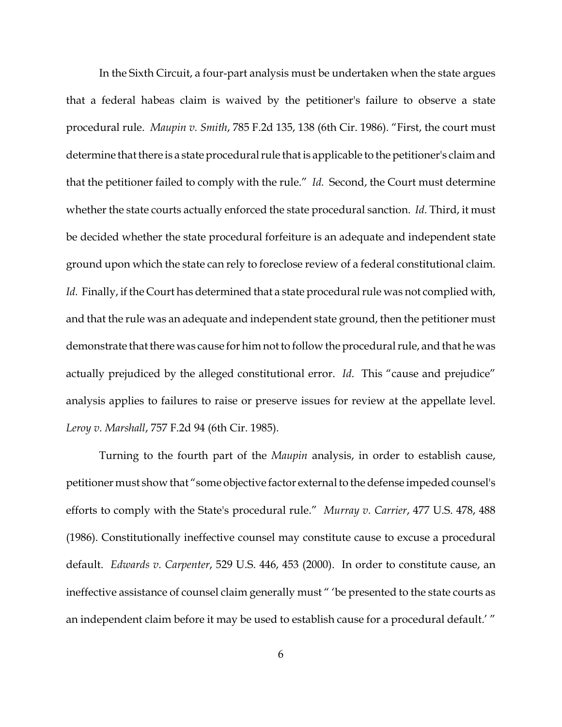In the Sixth Circuit, a four-part analysis must be undertaken when the state argues that a federal habeas claim is waived by the petitioner's failure to observe a state procedural rule. *Maupin v. Smith*, 785 F.2d 135, 138 (6th Cir. 1986). "First, the court must determine that there is a state procedural rule that is applicable to the petitioner's claim and that the petitioner failed to comply with the rule." *Id.* Second, the Court must determine whether the state courts actually enforced the state procedural sanction. *Id*. Third, it must be decided whether the state procedural forfeiture is an adequate and independent state ground upon which the state can rely to foreclose review of a federal constitutional claim. *Id.* Finally, if the Court has determined that a state procedural rule was not complied with, and that the rule was an adequate and independent state ground, then the petitioner must demonstrate that there was cause for him not to follow the procedural rule, and that he was actually prejudiced by the alleged constitutional error. *Id*. This "cause and prejudice" analysis applies to failures to raise or preserve issues for review at the appellate level. *Leroy v. Marshall*, 757 F.2d 94 (6th Cir. 1985).

Turning to the fourth part of the *Maupin* analysis, in order to establish cause, petitioner must show that "some objective factor external to the defense impeded counsel's efforts to comply with the State's procedural rule." *Murray v. Carrier*, 477 U.S. 478, 488 (1986). Constitutionally ineffective counsel may constitute cause to excuse a procedural default. *Edwards v. Carpenter*, 529 U.S. 446, 453 (2000). In order to constitute cause, an ineffective assistance of counsel claim generally must " 'be presented to the state courts as an independent claim before it may be used to establish cause for a procedural default.' "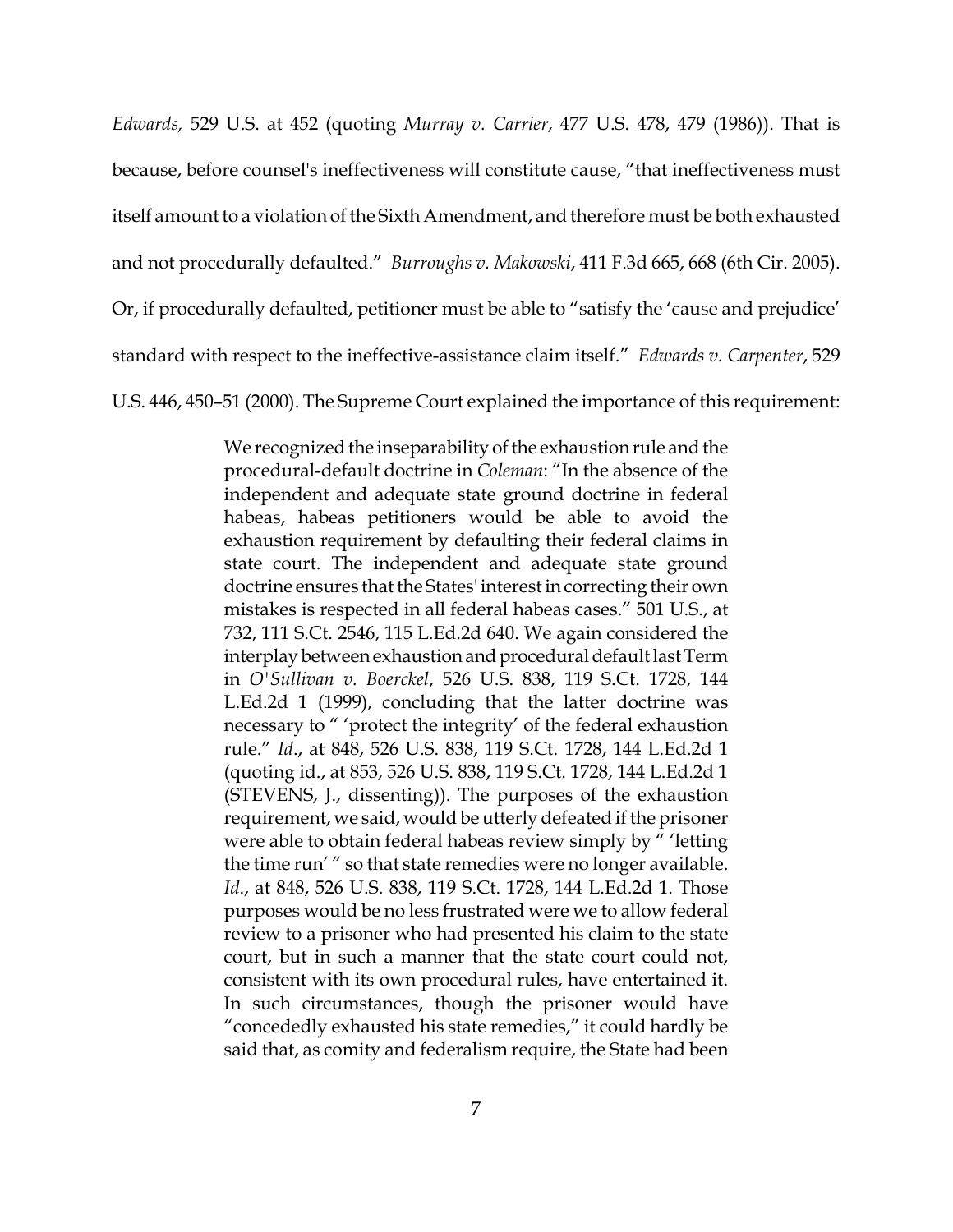*Edwards,* 529 U.S. at 452 (quoting *Murray v. Carrier*, 477 U.S. 478, 479 (1986)). That is because, before counsel's ineffectiveness will constitute cause, "that ineffectiveness must itself amount to a violation of the Sixth Amendment, and therefore must be both exhausted and not procedurally defaulted." *Burroughs v. Makowski*, 411 F.3d 665, 668 (6th Cir. 2005). Or, if procedurally defaulted, petitioner must be able to "satisfy the 'cause and prejudice' standard with respect to the ineffective-assistance claim itself." *Edwards v. Carpenter*, 529 U.S. 446, 450–51 (2000). The Supreme Court explained the importance of this requirement:

> We recognized the inseparability of the exhaustion rule and the procedural-default doctrine in *Coleman*: "In the absence of the independent and adequate state ground doctrine in federal habeas, habeas petitioners would be able to avoid the exhaustion requirement by defaulting their federal claims in state court. The independent and adequate state ground doctrine ensures that the States' interest in correcting their own mistakes is respected in all federal habeas cases." 501 U.S., at 732, 111 S.Ct. 2546, 115 L.Ed.2d 640. We again considered the interplay between exhaustion and procedural default last Term in *O'Sullivan v. Boerckel*, 526 U.S. 838, 119 S.Ct. 1728, 144 L.Ed.2d 1 (1999), concluding that the latter doctrine was necessary to " 'protect the integrity' of the federal exhaustion rule." *Id.*, at 848, 526 U.S. 838, 119 S.Ct. 1728, 144 L.Ed.2d 1 (quoting id., at 853, 526 U.S. 838, 119 S.Ct. 1728, 144 L.Ed.2d 1 (STEVENS, J., dissenting)). The purposes of the exhaustion requirement, we said, would be utterly defeated if the prisoner were able to obtain federal habeas review simply by " 'letting the time run' " so that state remedies were no longer available. *Id.*, at 848, 526 U.S. 838, 119 S.Ct. 1728, 144 L.Ed.2d 1. Those purposes would be no less frustrated were we to allow federal review to a prisoner who had presented his claim to the state court, but in such a manner that the state court could not, consistent with its own procedural rules, have entertained it. In such circumstances, though the prisoner would have "concededly exhausted his state remedies," it could hardly be said that, as comity and federalism require, the State had been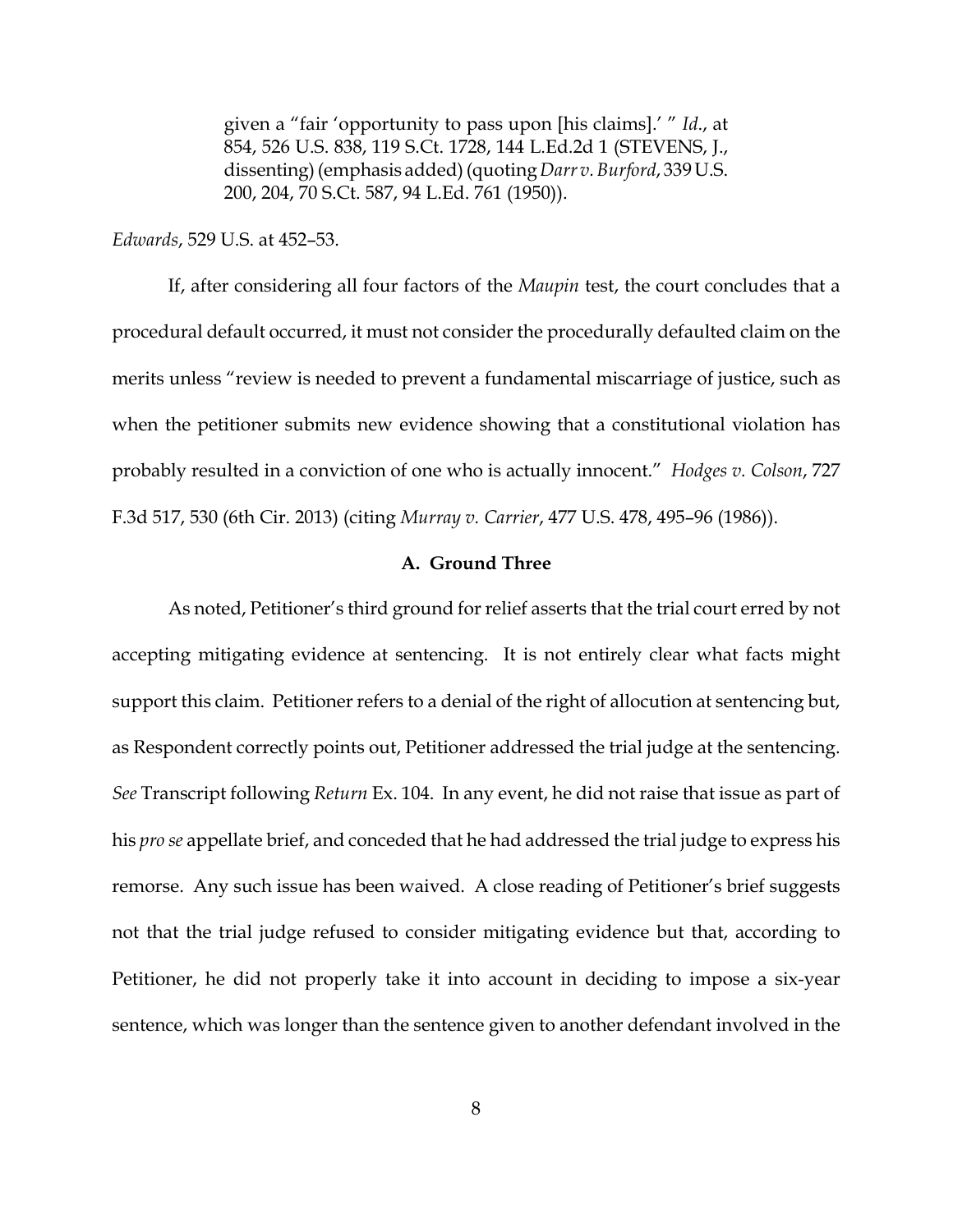> given a "fair 'opportunity to pass upon [his claims].' " *Id.*, at 854, 526 U.S. 838, 119 S.Ct. 1728, 144 L.Ed.2d 1 (STEVENS, J., dissenting) (emphasis added) (quoting *Darr v. Burford*, 339 U.S. 200, 204, 70 S.Ct. 587, 94 L.Ed. 761 (1950)).

*Edwards*, 529 U.S. at 452–53.

If, after considering all four factors of the *Maupin* test, the court concludes that a procedural default occurred, it must not consider the procedurally defaulted claim on the merits unless "review is needed to prevent a fundamental miscarriage of justice, such as when the petitioner submits new evidence showing that a constitutional violation has probably resulted in a conviction of one who is actually innocent." *Hodges v. Colson*, 727 F.3d 517, 530 (6th Cir. 2013) (citing *Murray v. Carrier*, 477 U.S. 478, 495–96 (1986)).

### A. Ground Three

As noted, Petitioner's third ground for relief asserts that the trial court erred by not accepting mitigating evidence at sentencing. It is not entirely clear what facts might support this claim. Petitioner refers to a denial of the right of allocution at sentencing but, as Respondent correctly points out, Petitioner addressed the trial judge at the sentencing. *See* Transcript following *Return* Ex. 104. In any event, he did not raise that issue as part of his *pro se* appellate brief, and conceded that he had addressed the trial judge to express his remorse. Any such issue has been waived. A close reading of Petitioner's brief suggests not that the trial judge refused to consider mitigating evidence but that, according to Petitioner, he did not properly take it into account in deciding to impose a six-year sentence, which was longer than the sentence given to another defendant involved in the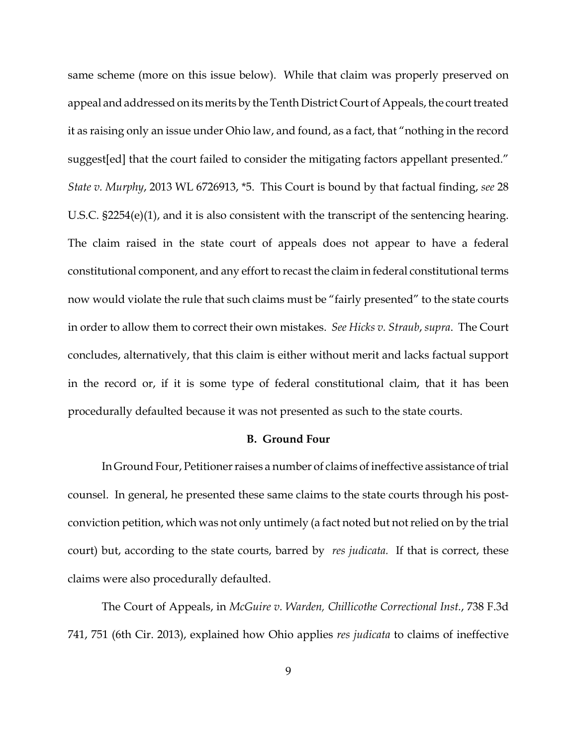same scheme (more on this issue below). While that claim was properly preserved on appeal and addressed on its merits by the Tenth District Court of Appeals, the court treated it as raising only an issue under Ohio law, and found, as a fact, that "nothing in the record suggest[ed] that the court failed to consider the mitigating factors appellant presented." *State v. Murphy*, 2013 WL 6726913, *5. This Court is bound by that factual finding, *see* 28 U.S.C. §2254(e)(1), and it is also consistent with the transcript of the sentencing hearing. The claim raised in the state court of appeals does not appear to have a federal constitutional component, and any effort to recast the claim in federal constitutional terms now would violate the rule that such claims must be "fairly presented" to the state courts in order to allow them to correct their own mistakes. *See Hicks v. Straub*, *supra*. The Court concludes, alternatively, that this claim is either without merit and lacks factual support in the record or, if it is some type of federal constitutional claim, that it has been procedurally defaulted because it was not presented as such to the state courts.

**B. Ground Four**

In Ground Four, Petitioner raises a number of claims of ineffective assistance of trial counsel. In general, he presented these same claims to the state courts through his post-conviction petition, which was not only untimely (a fact noted but not relied on by the trial court) but, according to the state courts, barred by *res judicata.* If that is correct, these claims were also procedurally defaulted.

The Court of Appeals, in *McGuire v. Warden, Chillicothe Correctional Inst.*, 738 F.3d 741, 751 (6th Cir. 2013), explained how Ohio applies *res judicata* to claims of ineffective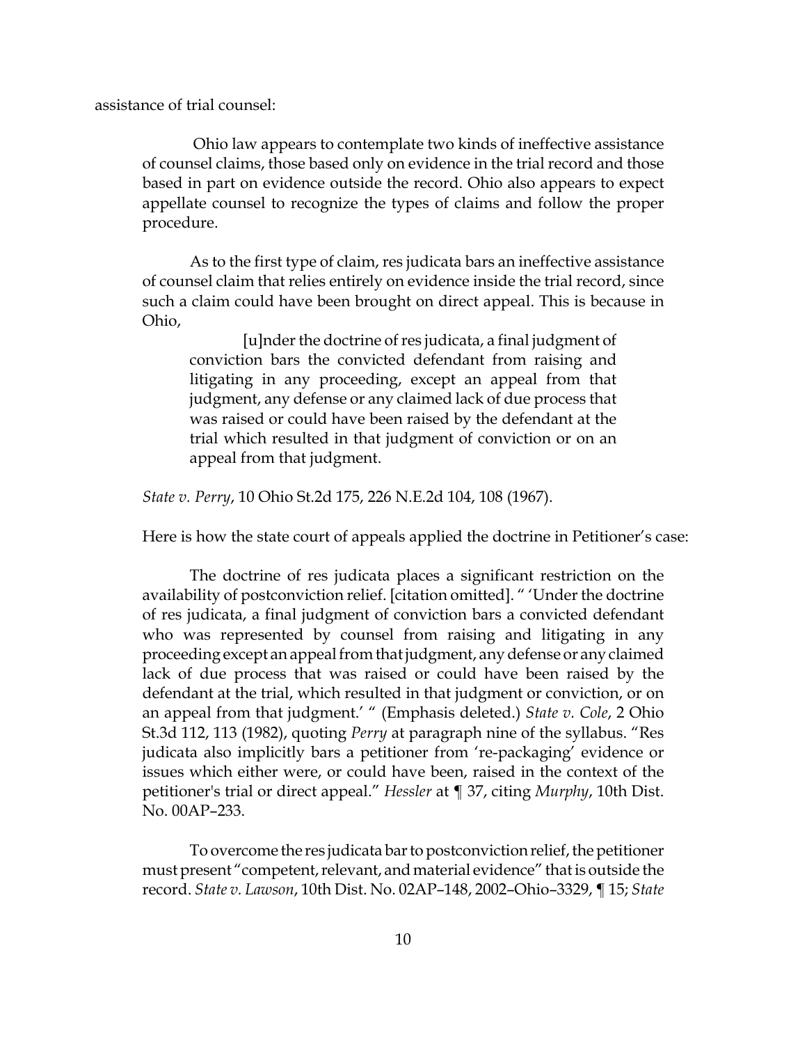assistance of trial counsel:

> Ohio law appears to contemplate two kinds of ineffective assistance of counsel claims, those based only on evidence in the trial record and those based in part on evidence outside the record. Ohio also appears to expect appellate counsel to recognize the types of claims and follow the proper procedure.
>
> As to the first type of claim, res judicata bars an ineffective assistance of counsel claim that relies entirely on evidence inside the trial record, since such a claim could have been brought on direct appeal. This is because in Ohio,
>
> > [u]nder the doctrine of res judicata, a final judgment of conviction bars the convicted defendant from raising and litigating in any proceeding, except an appeal from that judgment, any defense or any claimed lack of due process that was raised or could have been raised by the defendant at the trial which resulted in that judgment of conviction or on an appeal from that judgment.
>
> *State v. Perry*, 10 Ohio St.2d 175, 226 N.E.2d 104, 108 (1967).

Here is how the state court of appeals applied the doctrine in Petitioner's case:

> The doctrine of res judicata places a significant restriction on the availability of postconviction relief. [citation omitted]. " 'Under the doctrine of res judicata, a final judgment of conviction bars a convicted defendant who was represented by counsel from raising and litigating in any proceeding except an appeal from that judgment, any defense or any claimed lack of due process that was raised or could have been raised by the defendant at the trial, which resulted in that judgment or conviction, or on an appeal from that judgment.' " (Emphasis deleted.) *State v. Cole*, 2 Ohio St.3d 112, 113 (1982), quoting *Perry* at paragraph nine of the syllabus. "Res judicata also implicitly bars a petitioner from 're-packaging' evidence or issues which either were, or could have been, raised in the context of the petitioner's trial or direct appeal." *Hessler* at ¶ 37, citing *Murphy*, 10th Dist. No. 00AP–233.
>
> To overcome the res judicata bar to postconviction relief, the petitioner must present "competent, relevant, and material evidence" that is outside the record. *State v. Lawson*, 10th Dist. No. 02AP–148, 2002–Ohio–3329, ¶ 15; *State*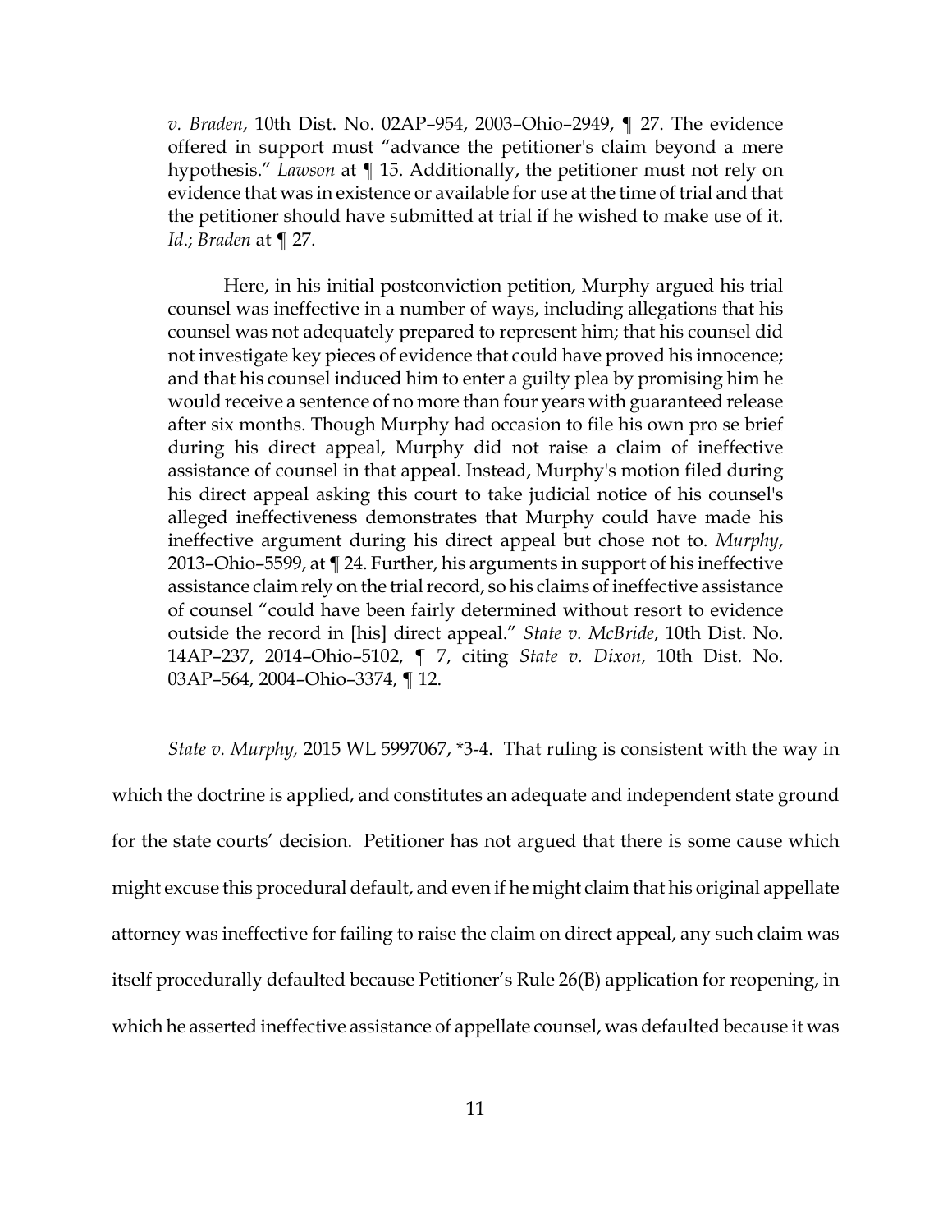*v. Braden*, 10th Dist. No. 02AP–954, 2003–Ohio–2949, ¶ 27. The evidence offered in support must "advance the petitioner's claim beyond a mere hypothesis." *Lawson* at ¶ 15. Additionally, the petitioner must not rely on evidence that was in existence or available for use at the time of trial and that the petitioner should have submitted at trial if he wished to make use of it. *Id*.; *Braden* at ¶ 27.

Here, in his initial postconviction petition, Murphy argued his trial counsel was ineffective in a number of ways, including allegations that his counsel was not adequately prepared to represent him; that his counsel did not investigate key pieces of evidence that could have proved his innocence; and that his counsel induced him to enter a guilty plea by promising him he would receive a sentence of no more than four years with guaranteed release after six months. Though Murphy had occasion to file his own pro se brief during his direct appeal, Murphy did not raise a claim of ineffective assistance of counsel in that appeal. Instead, Murphy's motion filed during his direct appeal asking this court to take judicial notice of his counsel's alleged ineffectiveness demonstrates that Murphy could have made his ineffective argument during his direct appeal but chose not to. *Murphy*, 2013–Ohio–5599, at ¶ 24. Further, his arguments in support of his ineffective assistance claim rely on the trial record, so his claims of ineffective assistance of counsel "could have been fairly determined without resort to evidence outside the record in [his] direct appeal." *State v. McBride*, 10th Dist. No. 14AP–237, 2014–Ohio–5102, ¶ 7, citing *State v. Dixon*, 10th Dist. No. 03AP–564, 2004–Ohio–3374, ¶ 12.

*State v. Murphy,* 2015 WL 5997067, *3-4. That ruling is consistent with the way in which the doctrine is applied, and constitutes an adequate and independent state ground for the state courts' decision. Petitioner has not argued that there is some cause which might excuse this procedural default, and even if he might claim that his original appellate attorney was ineffective for failing to raise the claim on direct appeal, any such claim was itself procedurally defaulted because Petitioner's Rule 26(B) application for reopening, in which he asserted ineffective assistance of appellate counsel, was defaulted because it was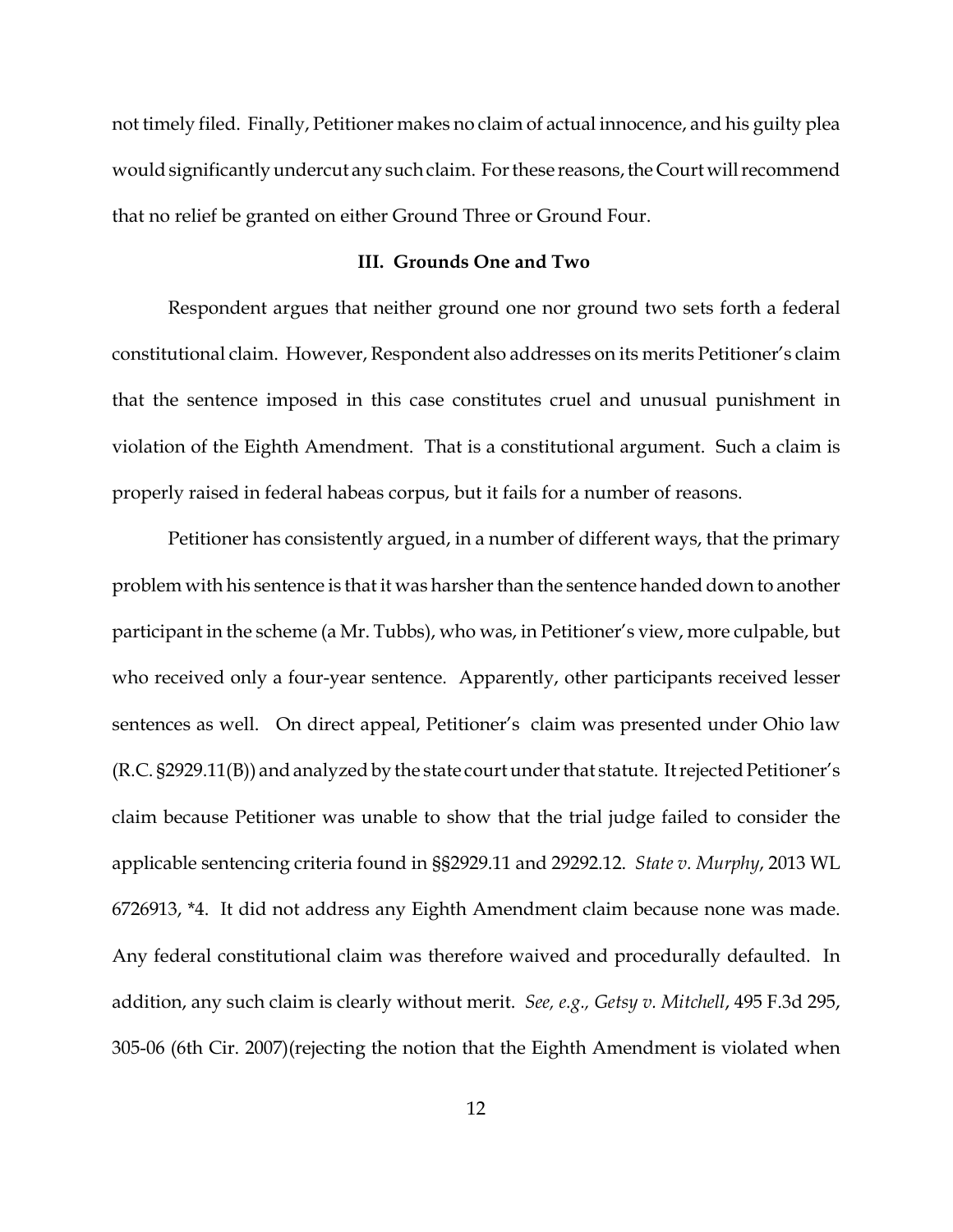not timely filed. Finally, Petitioner makes no claim of actual innocence, and his guilty plea would significantly undercut any such claim. For these reasons, the Court will recommend that no relief be granted on either Ground Three or Ground Four.

### III. Grounds One and Two

Respondent argues that neither ground one nor ground two sets forth a federal constitutional claim. However, Respondent also addresses on its merits Petitioner's claim that the sentence imposed in this case constitutes cruel and unusual punishment in violation of the Eighth Amendment. That is a constitutional argument. Such a claim is properly raised in federal habeas corpus, but it fails for a number of reasons.

Petitioner has consistently argued, in a number of different ways, that the primary problem with his sentence is that it was harsher than the sentence handed down to another participant in the scheme (a Mr. Tubbs), who was, in Petitioner's view, more culpable, but who received only a four-year sentence. Apparently, other participants received lesser sentences as well. On direct appeal, Petitioner's claim was presented under Ohio law (R.C. §2929.11(B)) and analyzed by the state court under that statute. It rejected Petitioner's claim because Petitioner was unable to show that the trial judge failed to consider the applicable sentencing criteria found in §§2929.11 and 29292.12. *State v. Murphy*, 2013 WL 6726913, *4. It did not address any Eighth Amendment claim because none was made. Any federal constitutional claim was therefore waived and procedurally defaulted. In addition, any such claim is clearly without merit. *See, e.g., Getsy v. Mitchell*, 495 F.3d 295, 305-06 (6th Cir. 2007)(rejecting the notion that the Eighth Amendment is violated when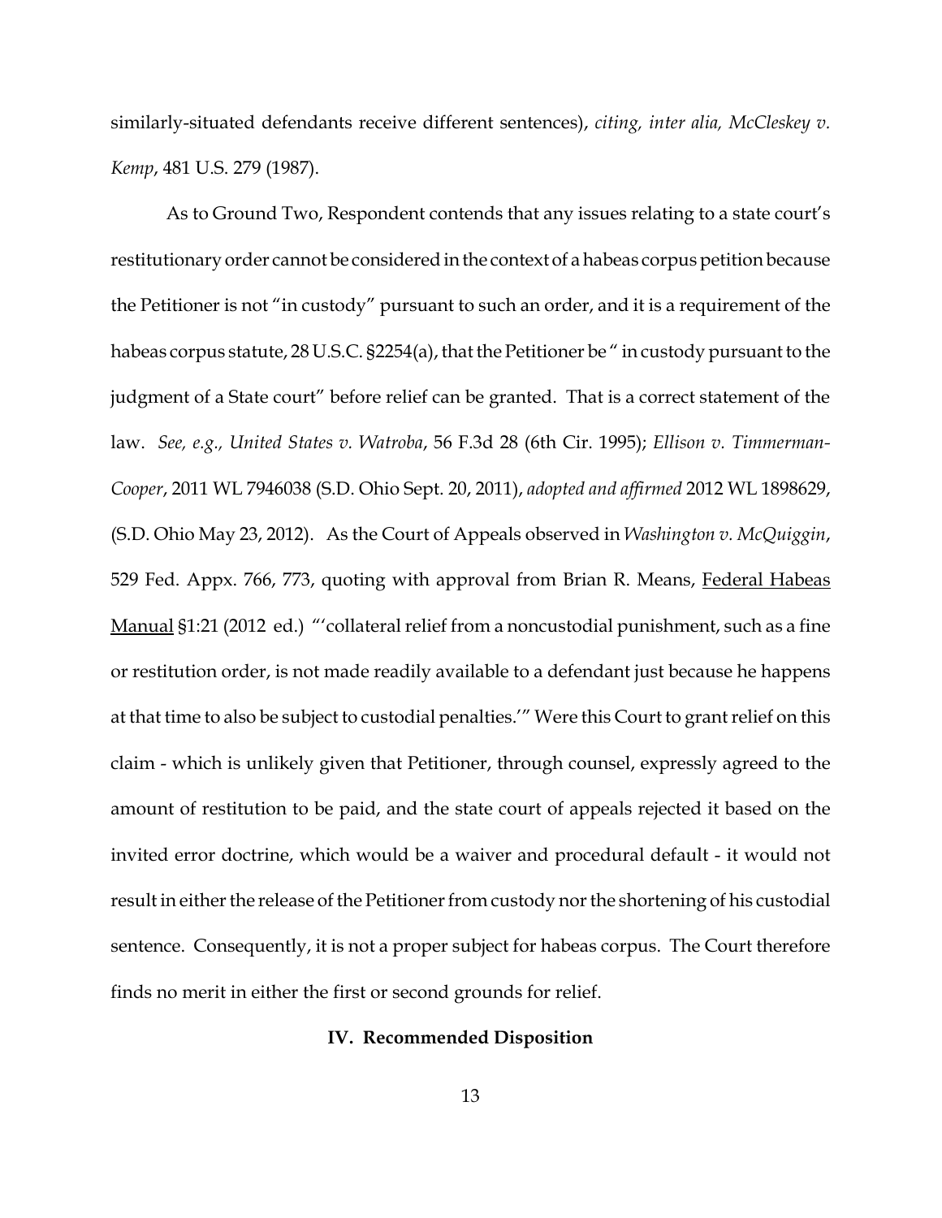similarly-situated defendants receive different sentences), *citing, inter alia, McCleskey v. Kemp*, 481 U.S. 279 (1987).

As to Ground Two, Respondent contends that any issues relating to a state court's restitutionary order cannot be considered in the context of a habeas corpus petition because the Petitioner is not "in custody" pursuant to such an order, and it is a requirement of the habeas corpus statute, 28 U.S.C. §2254(a), that the Petitioner be " in custody pursuant to the judgment of a State court" before relief can be granted. That is a correct statement of the law. *See, e.g., United States v. Watroba*, 56 F.3d 28 (6th Cir. 1995); *Ellison v. Timmerman-Cooper*, 2011 WL 7946038 (S.D. Ohio Sept. 20, 2011), *adopted and affirmed* 2012 WL 1898629, (S.D. Ohio May 23, 2012). As the Court of Appeals observed in *Washington v. McQuiggin*, 529 Fed. Appx. 766, 773, quoting with approval from Brian R. Means, Federal Habeas Manual §1:21 (2012 ed.) "'collateral relief from a noncustodial punishment, such as a fine or restitution order, is not made readily available to a defendant just because he happens at that time to also be subject to custodial penalties.'" Were this Court to grant relief on this claim - which is unlikely given that Petitioner, through counsel, expressly agreed to the amount of restitution to be paid, and the state court of appeals rejected it based on the invited error doctrine, which would be a waiver and procedural default - it would not result in either the release of the Petitioner from custody nor the shortening of his custodial sentence. Consequently, it is not a proper subject for habeas corpus. The Court therefore finds no merit in either the first or second grounds for relief.

## IV. Recommended Disposition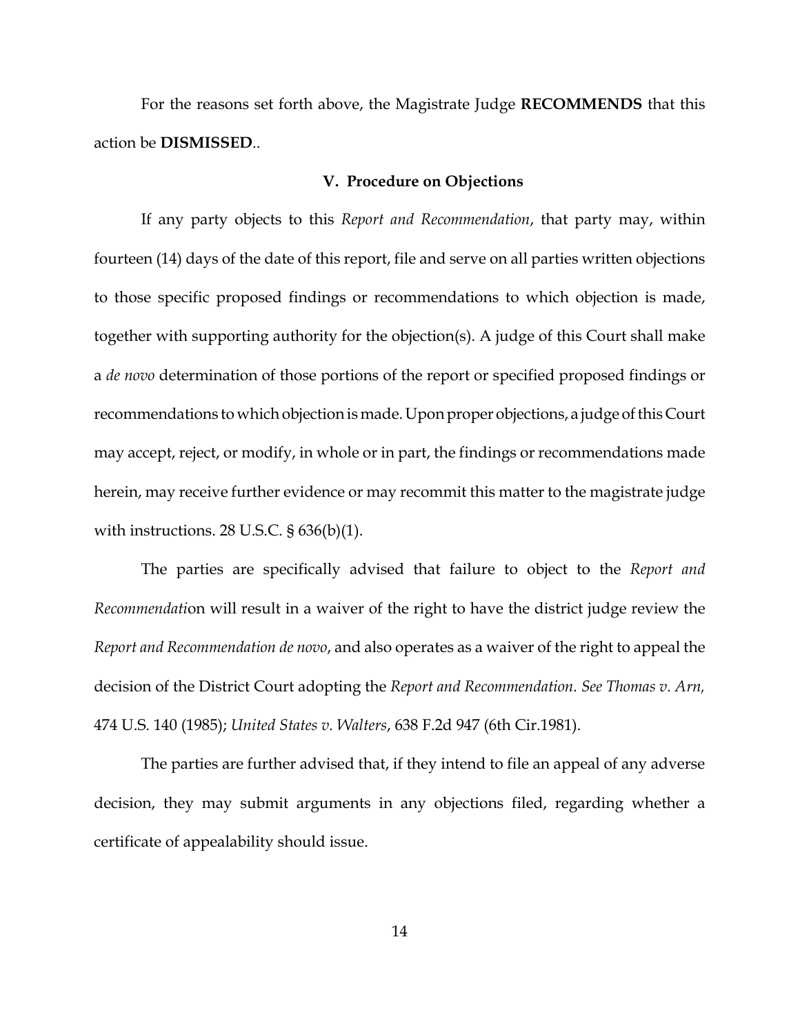For the reasons set forth above, the Magistrate Judge **RECOMMENDS** that this action be **DISMISSED**..

### V. Procedure on Objections

If any party objects to this *Report and Recommendation*, that party may, within fourteen (14) days of the date of this report, file and serve on all parties written objections to those specific proposed findings or recommendations to which objection is made, together with supporting authority for the objection(s). A judge of this Court shall make a *de novo* determination of those portions of the report or specified proposed findings or recommendations to which objection is made. Upon proper objections, a judge of this Court may accept, reject, or modify, in whole or in part, the findings or recommendations made herein, may receive further evidence or may recommit this matter to the magistrate judge with instructions. 28 U.S.C. § 636(b)(1).

The parties are specifically advised that failure to object to the *Report and Recommendati*on will result in a waiver of the right to have the district judge review the *Report and Recommendation de novo*, and also operates as a waiver of the right to appeal the decision of the District Court adopting the *Report and Recommendation. See Thomas v. Arn,* 474 U.S. 140 (1985); *United States v. Walters*, 638 F.2d 947 (6th Cir.1981).

The parties are further advised that, if they intend to file an appeal of any adverse decision, they may submit arguments in any objections filed, regarding whether a certificate of appealability should issue.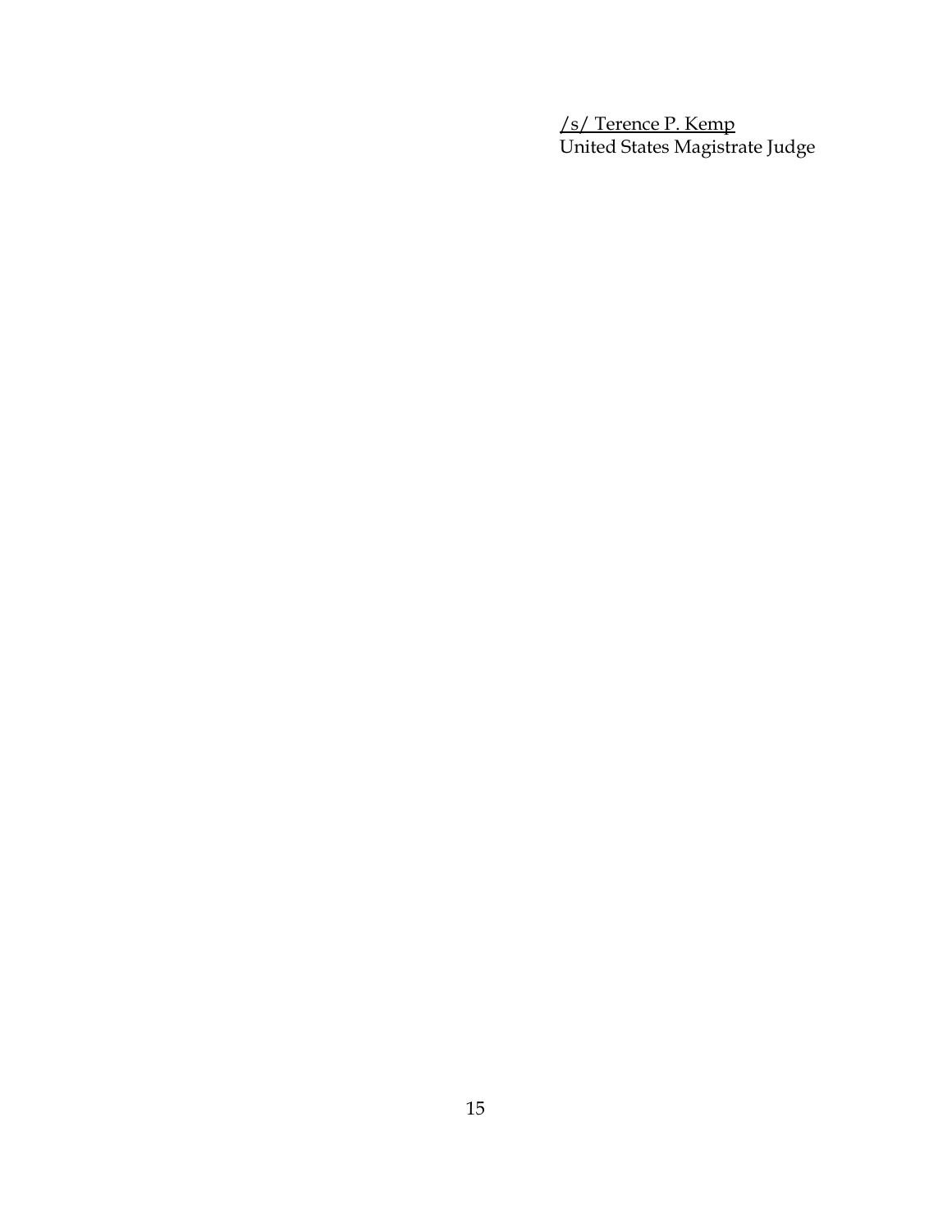/s/ Terence P. Kemp
United States Magistrate Judge